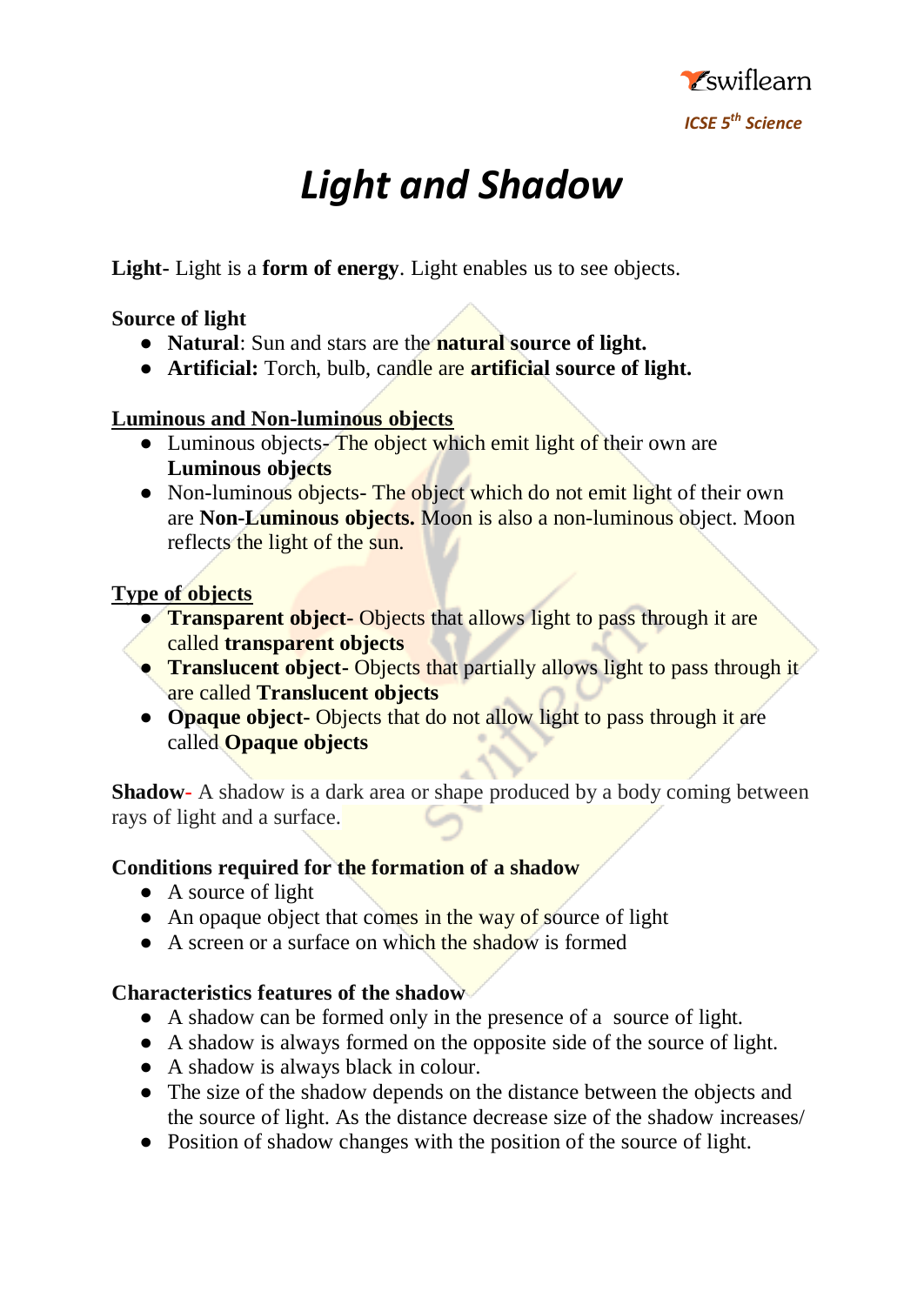# Light and Shadow

**Light-** Light is a **form of energy**. Light enables us to see objects.

**Source of light**

- **Natural**: Sun and stars are the **natural source of light.**
- **Artificial:** Torch, bulb, candle are **artificial source of light.**

**Luminous and Non-luminous objects**

- Luminous objects- The object which emit light of their own are **Luminous objects**
- Non-luminous objects- The object which do not emit light of their own are **Non-Luminous objects.** Moon is also a non-luminous object. Moon reflects the light of the sun.

**Type of objects**

- **Transparent object-** Objects that allows light to pass through it are called **transparent objects**
- **Translucent object-** Objects that partially allows light to pass through it are called **Translucent objects**
- **Opaque object-** Objects that do not allow light to pass through it are called **Opaque objects**

**Shadow-** A shadow is a dark area or shape produced by a body coming between rays of light and a surface.

**Conditions required for the formation of a shadow**

- A source of light
- An opaque object that comes in the way of source of light
- A screen or a surface on which the shadow is formed

**Characteristics features of the shadow**

- A shadow can be formed only in the presence of a source of light.
- A shadow is always formed on the opposite side of the source of light.
- A shadow is always black in colour.
- The size of the shadow depends on the distance between the objects and the source of light. As the distance decrease size of the shadow increases/
- Position of shadow changes with the position of the source of light.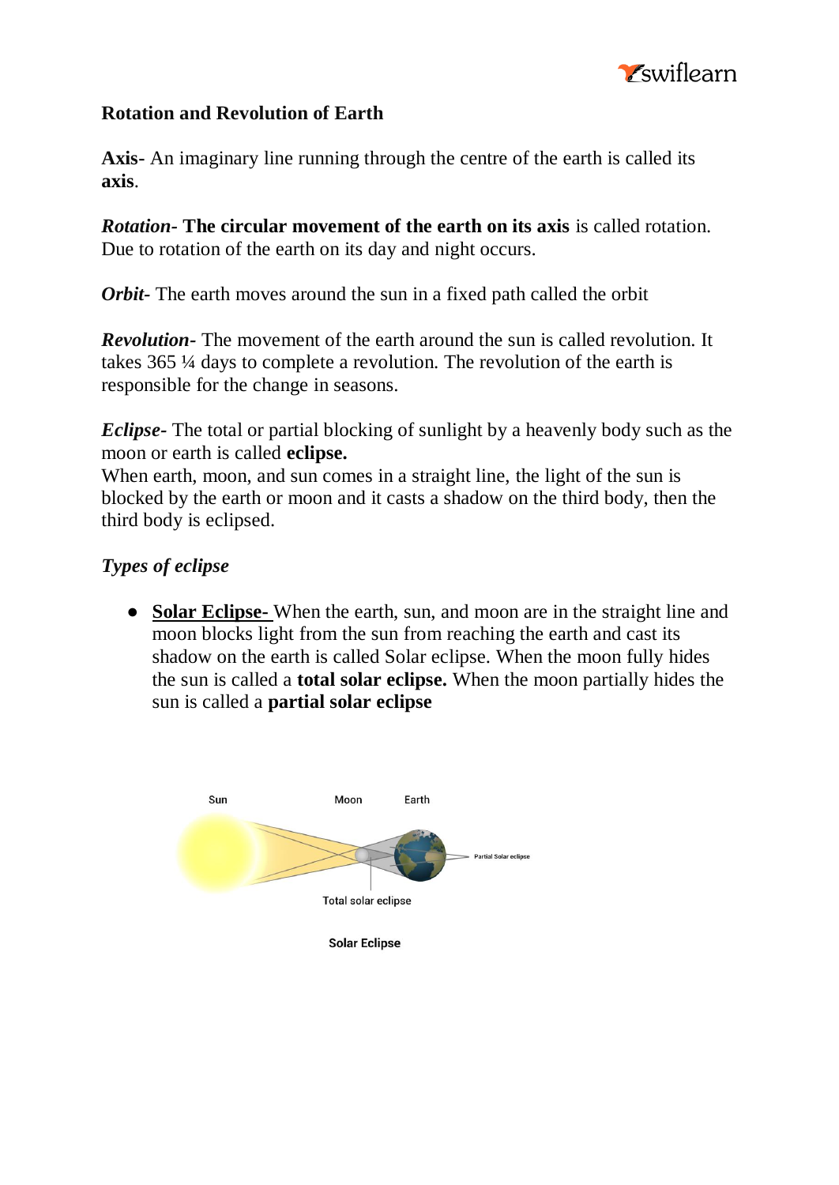## Rotation and Revolution of Earth

**Axis**- An imaginary line running through the centre of the earth is called its **axis**.

***Rotation***- **The circular movement of the earth on its axis** is called rotation. Due to rotation of the earth on its day and night occurs.

***Orbit***- The earth moves around the sun in a fixed path called the orbit

***Revolution***- The movement of the earth around the sun is called revolution. It takes 365 ¼ days to complete a revolution. The revolution of the earth is responsible for the change in seasons.

***Eclipse***- The total or partial blocking of sunlight by a heavenly body such as the moon or earth is called **eclipse.**
When earth, moon, and sun comes in a straight line, the light of the sun is blocked by the earth or moon and it casts a shadow on the third body, then the third body is eclipsed.

### *Types of eclipse*

- **Solar Eclipse-** When the earth, sun, and moon are in the straight line and moon blocks light from the sun from reaching the earth and cast its shadow on the earth is called Solar eclipse. When the moon fully hides the sun is called a **total solar eclipse.** When the moon partially hides the sun is called a **partial solar eclipse**

Sun Moon Earth

Partial Solar eclipse

Total solar eclipse

**Solar Eclipse**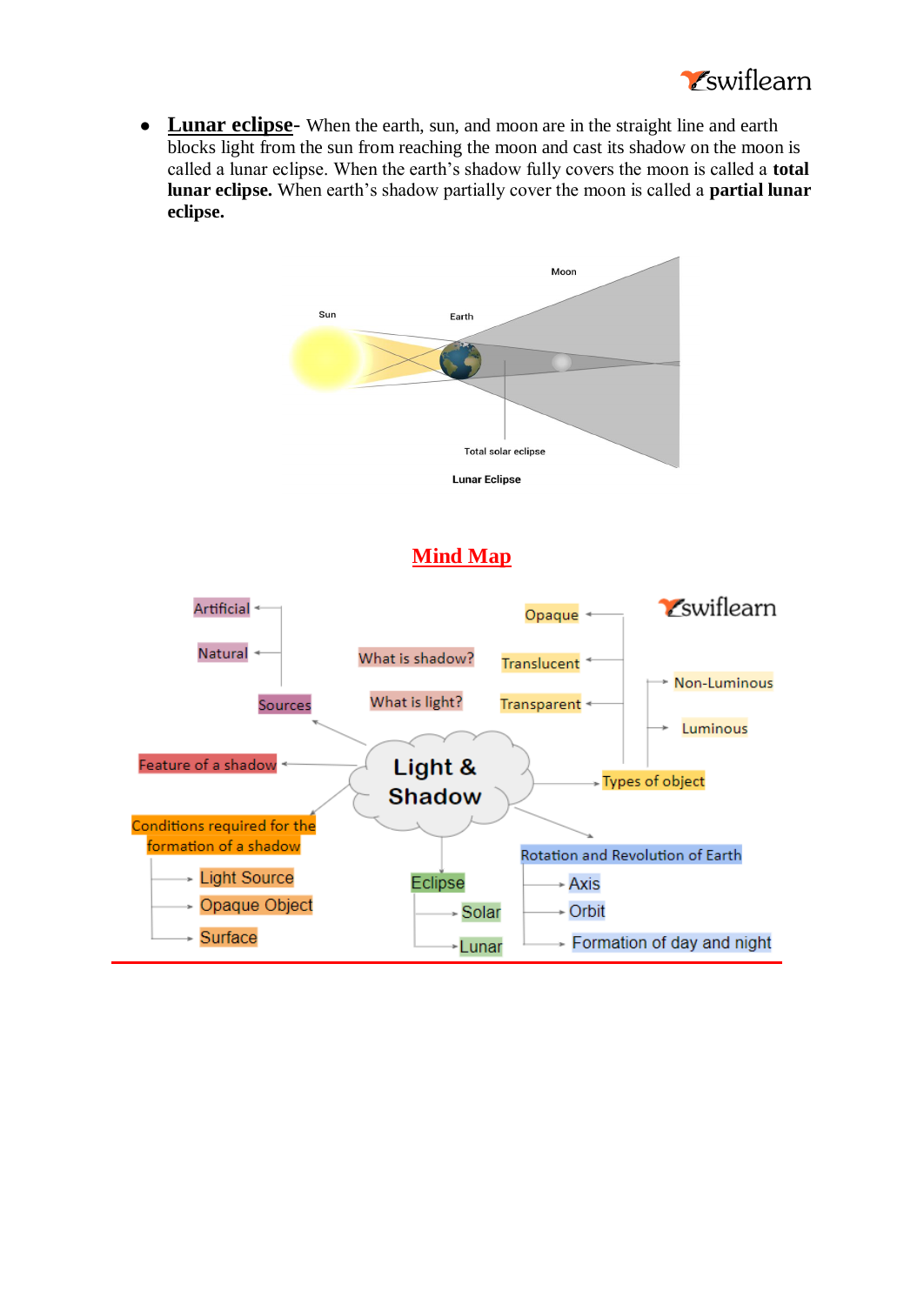- **Lunar eclipse**- When the earth, sun, and moon are in the straight line and earth blocks light from the sun from reaching the moon and cast its shadow on the moon is called a lunar eclipse. When the earth's shadow fully covers the moon is called a **total lunar eclipse.** When earth's shadow partially cover the moon is called a **partial lunar eclipse.**

Sun

Earth

Moon

Total solar eclipse

Lunar Eclipse

## Mind Map

**Light & Shadow**

- Sources
  - Artificial
  - Natural
- What is shadow?
- What is light?
- Feature of a shadow
- Conditions required for the formation of a shadow
  - Light Source
  - Opaque Object
  - Surface
- Eclipse
  - Solar
  - Lunar
- Types of object
  - Opaque
  - Translucent
  - Transparent
  - Non-Luminous
  - Luminous
- Rotation and Revolution of Earth
  - Axis
  - Orbit
  - Formation of day and night